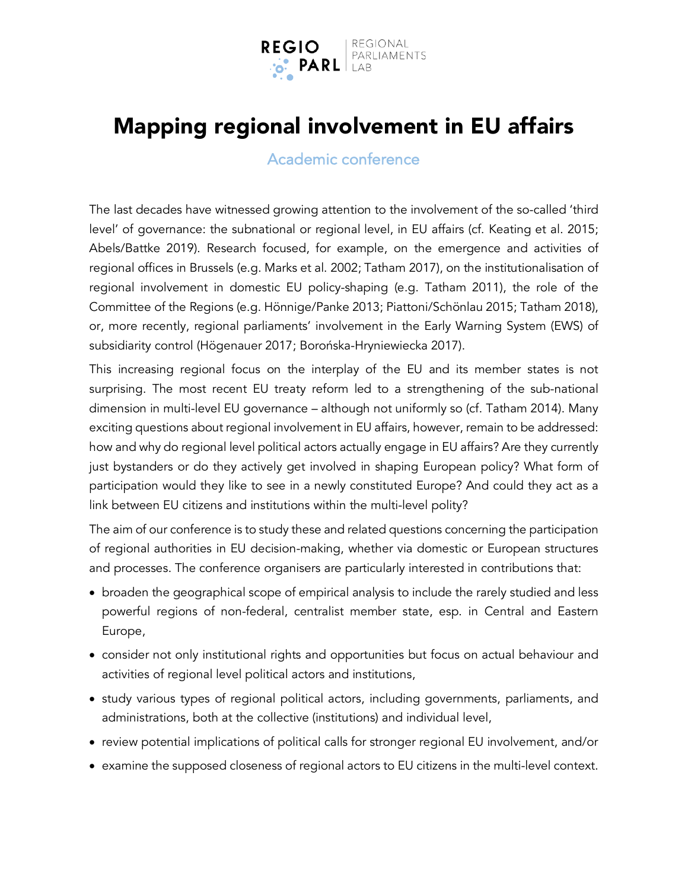REGIO PARL | REGIONAL PARLIAMENTS LAB

# Mapping regional involvement in EU affairs

## Academic conference

The last decades have witnessed growing attention to the involvement of the so-called 'third level' of governance: the subnational or regional level, in EU affairs (cf. Keating et al. 2015; Abels/Battke 2019). Research focused, for example, on the emergence and activities of regional offices in Brussels (e.g. Marks et al. 2002; Tatham 2017), on the institutionalisation of regional involvement in domestic EU policy-shaping (e.g. Tatham 2011), the role of the Committee of the Regions (e.g. Hönnige/Panke 2013; Piattoni/Schönlau 2015; Tatham 2018), or, more recently, regional parliaments' involvement in the Early Warning System (EWS) of subsidiarity control (Högenauer 2017; Borońska-Hryniewiecka 2017).

This increasing regional focus on the interplay of the EU and its member states is not surprising. The most recent EU treaty reform led to a strengthening of the sub-national dimension in multi-level EU governance – although not uniformly so (cf. Tatham 2014). Many exciting questions about regional involvement in EU affairs, however, remain to be addressed: how and why do regional level political actors actually engage in EU affairs? Are they currently just bystanders or do they actively get involved in shaping European policy? What form of participation would they like to see in a newly constituted Europe? And could they act as a link between EU citizens and institutions within the multi-level polity?

The aim of our conference is to study these and related questions concerning the participation of regional authorities in EU decision-making, whether via domestic or European structures and processes. The conference organisers are particularly interested in contributions that:

- broaden the geographical scope of empirical analysis to include the rarely studied and less powerful regions of non-federal, centralist member state, esp. in Central and Eastern Europe,
- consider not only institutional rights and opportunities but focus on actual behaviour and activities of regional level political actors and institutions,
- study various types of regional political actors, including governments, parliaments, and administrations, both at the collective (institutions) and individual level,
- review potential implications of political calls for stronger regional EU involvement, and/or
- examine the supposed closeness of regional actors to EU citizens in the multi-level context.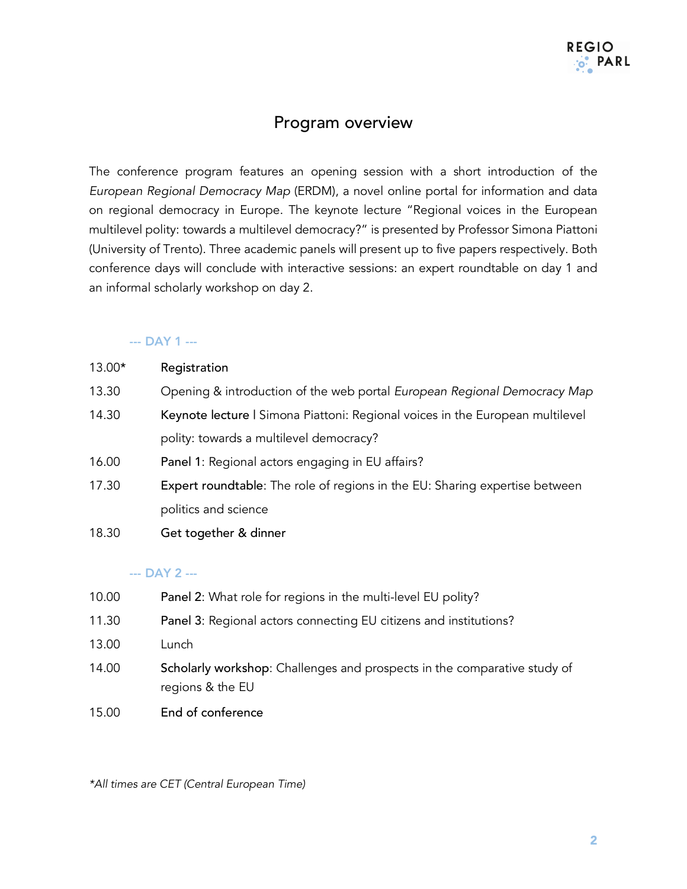# Program overview

The conference program features an opening session with a short introduction of the *European Regional Democracy Map* (ERDM), a novel online portal for information and data on regional democracy in Europe. The keynote lecture "Regional voices in the European multilevel polity: towards a multilevel democracy?" is presented by Professor Simona Piattoni (University of Trento). Three academic panels will present up to five papers respectively. Both conference days will conclude with interactive sessions: an expert roundtable on day 1 and an informal scholarly workshop on day 2.

## --- DAY 1 ---

| | |
|---|---|
| 13.00* | Registration |
| 13.30 | Opening & introduction of the web portal *European Regional Democracy Map* |
| 14.30 | Keynote lecture \| Simona Piattoni: Regional voices in the European multilevel polity: towards a multilevel democracy? |
| 16.00 | Panel 1: Regional actors engaging in EU affairs? |
| 17.30 | Expert roundtable: The role of regions in the EU: Sharing expertise between politics and science |
| 18.30 | Get together & dinner |

## --- DAY 2 ---

| | |
|---|---|
| 10.00 | Panel 2: What role for regions in the multi-level EU polity? |
| 11.30 | Panel 3: Regional actors connecting EU citizens and institutions? |
| 13.00 | Lunch |
| 14.00 | Scholarly workshop: Challenges and prospects in the comparative study of regions & the EU |
| 15.00 | End of conference |

*\*All times are CET (Central European Time)*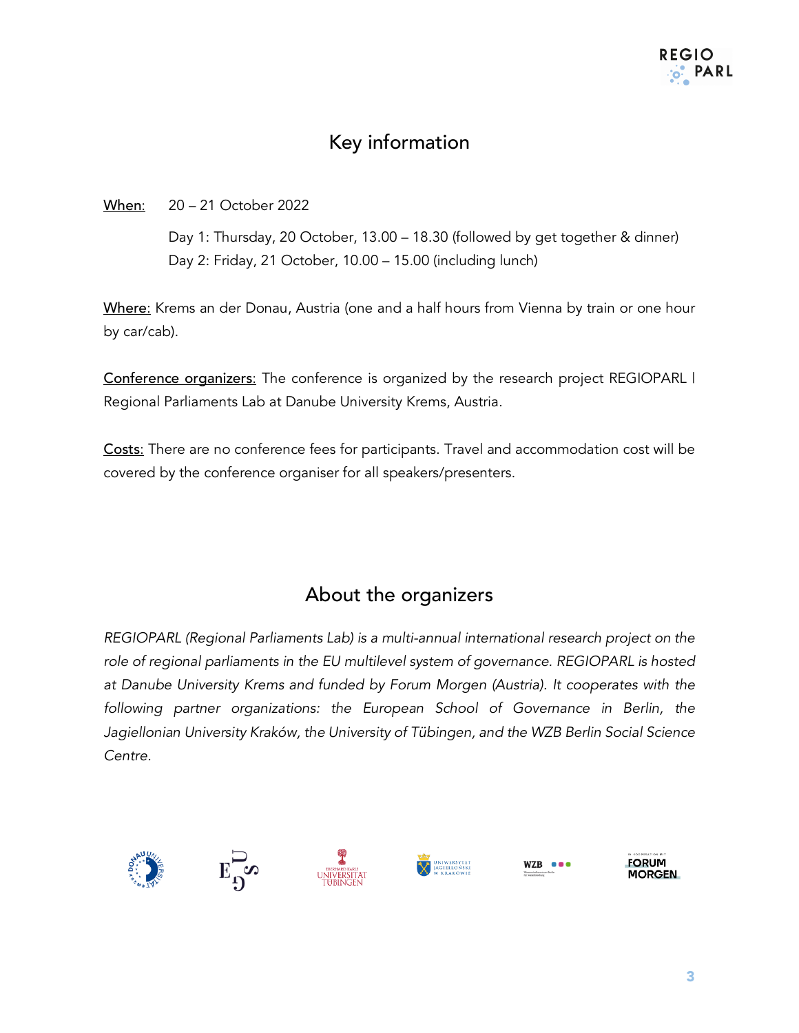## Key information

<u>When:</u> 20 – 21 October 2022

Day 1: Thursday, 20 October, 13.00 – 18.30 (followed by get together & dinner)
Day 2: Friday, 21 October, 10.00 – 15.00 (including lunch)

<u>Where:</u> Krems an der Donau, Austria (one and a half hours from Vienna by train or one hour by car/cab).

<u>Conference organizers:</u> The conference is organized by the research project REGIOPARL | Regional Parliaments Lab at Danube University Krems, Austria.

<u>Costs:</u> There are no conference fees for participants. Travel and accommodation cost will be covered by the conference organiser for all speakers/presenters.

## About the organizers

*REGIOPARL (Regional Parliaments Lab) is a multi-annual international research project on the role of regional parliaments in the EU multilevel system of governance. REGIOPARL is hosted at Danube University Krems and funded by Forum Morgen (Austria). It cooperates with the following partner organizations: the European School of Governance in Berlin, the Jagiellonian University Kraków, the University of Tübingen, and the WZB Berlin Social Science Centre.*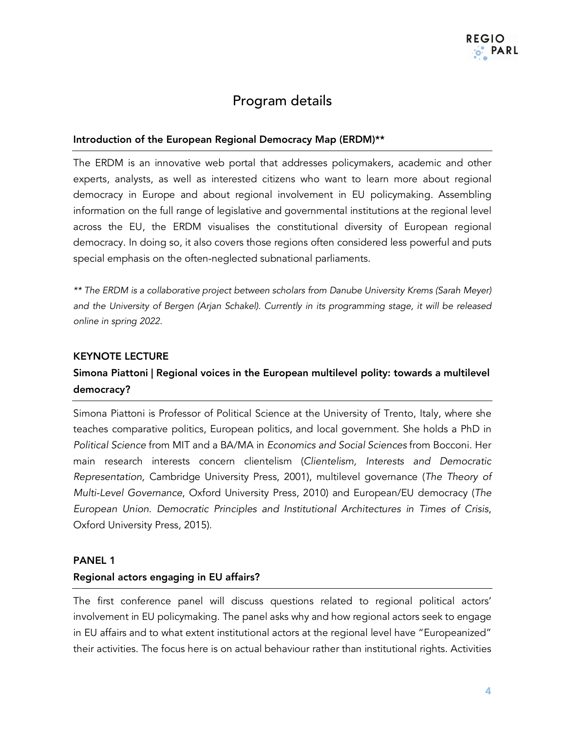# Program details

**Introduction of the European Regional Democracy Map (ERDM)****

The ERDM is an innovative web portal that addresses policymakers, academic and other experts, analysts, as well as interested citizens who want to learn more about regional democracy in Europe and about regional involvement in EU policymaking. Assembling information on the full range of legislative and governmental institutions at the regional level across the EU, the ERDM visualises the constitutional diversity of European regional democracy. In doing so, it also covers those regions often considered less powerful and puts special emphasis on the often-neglected subnational parliaments.

*** The ERDM is a collaborative project between scholars from Danube University Krems (Sarah Meyer) and the University of Bergen (Arjan Schakel). Currently in its programming stage, it will be released online in spring 2022.*

**KEYNOTE LECTURE**

**Simona Piattoni | Regional voices in the European multilevel polity: towards a multilevel democracy?**

Simona Piattoni is Professor of Political Science at the University of Trento, Italy, where she teaches comparative politics, European politics, and local government. She holds a PhD in *Political Science* from MIT and a BA/MA in *Economics and Social Sciences* from Bocconi. Her main research interests concern clientelism (*Clientelism, Interests and Democratic Representation,* Cambridge University Press, 2001), multilevel governance (*The Theory of Multi-Level Governance*, Oxford University Press, 2010) and European/EU democracy (*The European Union. Democratic Principles and Institutional Architectures in Times of Crisis*, Oxford University Press, 2015).

**PANEL 1**

**Regional actors engaging in EU affairs?**

The first conference panel will discuss questions related to regional political actors' involvement in EU policymaking. The panel asks why and how regional actors seek to engage in EU affairs and to what extent institutional actors at the regional level have "Europeanized" their activities. The focus here is on actual behaviour rather than institutional rights. Activities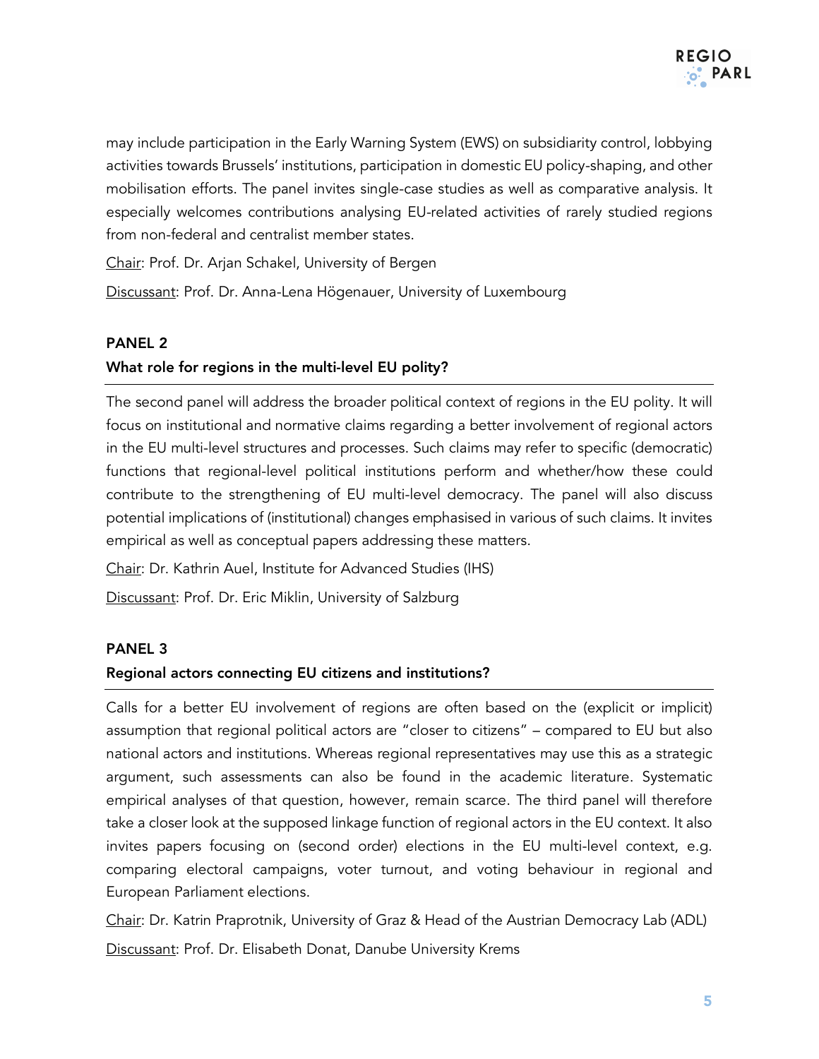may include participation in the Early Warning System (EWS) on subsidiarity control, lobbying activities towards Brussels' institutions, participation in domestic EU policy-shaping, and other mobilisation efforts. The panel invites single-case studies as well as comparative analysis. It especially welcomes contributions analysing EU-related activities of rarely studied regions from non-federal and centralist member states.

Chair: Prof. Dr. Arjan Schakel, University of Bergen

Discussant: Prof. Dr. Anna-Lena Högenauer, University of Luxembourg

## PANEL 2

### What role for regions in the multi-level EU polity?

The second panel will address the broader political context of regions in the EU polity. It will focus on institutional and normative claims regarding a better involvement of regional actors in the EU multi-level structures and processes. Such claims may refer to specific (democratic) functions that regional-level political institutions perform and whether/how these could contribute to the strengthening of EU multi-level democracy. The panel will also discuss potential implications of (institutional) changes emphasised in various of such claims. It invites empirical as well as conceptual papers addressing these matters.

Chair: Dr. Kathrin Auel, Institute for Advanced Studies (IHS)

Discussant: Prof. Dr. Eric Miklin, University of Salzburg

## PANEL 3

### Regional actors connecting EU citizens and institutions?

Calls for a better EU involvement of regions are often based on the (explicit or implicit) assumption that regional political actors are "closer to citizens" – compared to EU but also national actors and institutions. Whereas regional representatives may use this as a strategic argument, such assessments can also be found in the academic literature. Systematic empirical analyses of that question, however, remain scarce. The third panel will therefore take a closer look at the supposed linkage function of regional actors in the EU context. It also invites papers focusing on (second order) elections in the EU multi-level context, e.g. comparing electoral campaigns, voter turnout, and voting behaviour in regional and European Parliament elections.

Chair: Dr. Katrin Praprotnik, University of Graz & Head of the Austrian Democracy Lab (ADL)

Discussant: Prof. Dr. Elisabeth Donat, Danube University Krems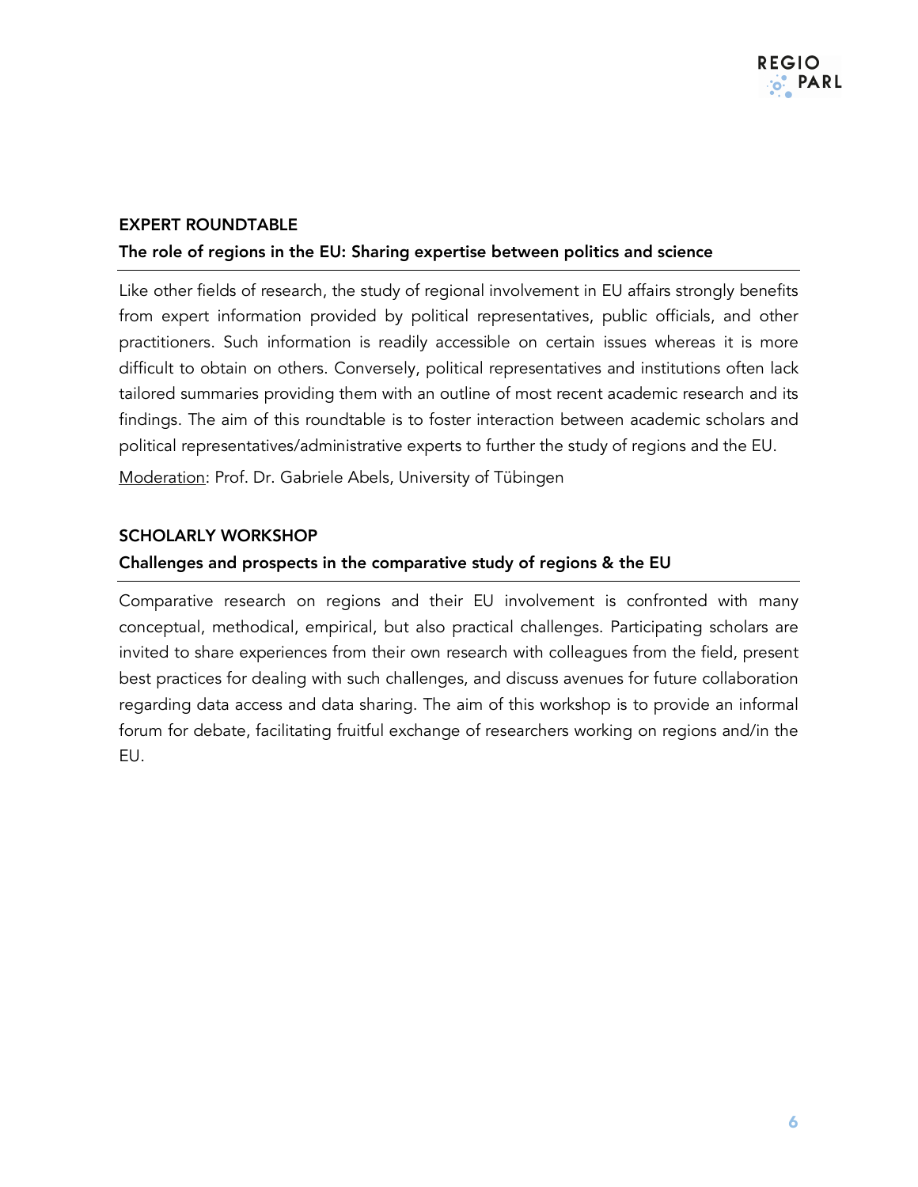## EXPERT ROUNDTABLE

### The role of regions in the EU: Sharing expertise between politics and science

Like other fields of research, the study of regional involvement in EU affairs strongly benefits from expert information provided by political representatives, public officials, and other practitioners. Such information is readily accessible on certain issues whereas it is more difficult to obtain on others. Conversely, political representatives and institutions often lack tailored summaries providing them with an outline of most recent academic research and its findings. The aim of this roundtable is to foster interaction between academic scholars and political representatives/administrative experts to further the study of regions and the EU.

Moderation: Prof. Dr. Gabriele Abels, University of Tübingen

## SCHOLARLY WORKSHOP

### Challenges and prospects in the comparative study of regions & the EU

Comparative research on regions and their EU involvement is confronted with many conceptual, methodical, empirical, but also practical challenges. Participating scholars are invited to share experiences from their own research with colleagues from the field, present best practices for dealing with such challenges, and discuss avenues for future collaboration regarding data access and data sharing. The aim of this workshop is to provide an informal forum for debate, facilitating fruitful exchange of researchers working on regions and/in the EU.